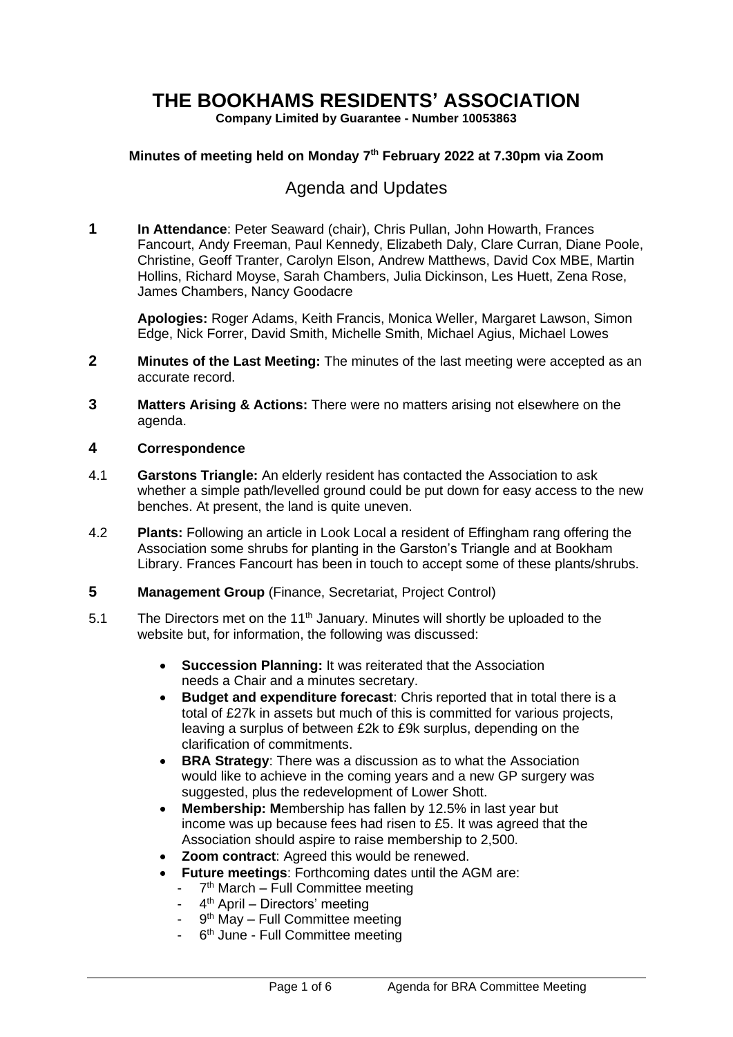# THE BOOKHAMS RESIDENTS' ASSOCIATION

**Company Limited by Guarantee - Number 10053863**

**Minutes of meeting held on Monday 7th February 2022 at 7.30pm via Zoom**

## Agenda and Updates

**1** **In Attendance**: Peter Seaward (chair), Chris Pullan, John Howarth, Frances Fancourt, Andy Freeman, Paul Kennedy, Elizabeth Daly, Clare Curran, Diane Poole, Christine, Geoff Tranter, Carolyn Elson, Andrew Matthews, David Cox MBE, Martin Hollins, Richard Moyse, Sarah Chambers, Julia Dickinson, Les Huett, Zena Rose, James Chambers, Nancy Goodacre

**Apologies:** Roger Adams, Keith Francis, Monica Weller, Margaret Lawson, Simon Edge, Nick Forrer, David Smith, Michelle Smith, Michael Agius, Michael Lowes

**2** **Minutes of the Last Meeting:** The minutes of the last meeting were accepted as an accurate record.

**3** **Matters Arising & Actions:** There were no matters arising not elsewhere on the agenda.

**4** **Correspondence**

4.1 **Garstons Triangle:** An elderly resident has contacted the Association to ask whether a simple path/levelled ground could be put down for easy access to the new benches. At present, the land is quite uneven.

4.2 **Plants:** Following an article in Look Local a resident of Effingham rang offering the Association some shrubs for planting in the Garston's Triangle and at Bookham Library. Frances Fancourt has been in touch to accept some of these plants/shrubs.

**5** **Management Group** (Finance, Secretariat, Project Control)

5.1 The Directors met on the 11th January. Minutes will shortly be uploaded to the website but, for information, the following was discussed:

- **Succession Planning:** It was reiterated that the Association needs a Chair and a minutes secretary.
- **Budget and expenditure forecast**: Chris reported that in total there is a total of £27k in assets but much of this is committed for various projects, leaving a surplus of between £2k to £9k surplus, depending on the clarification of commitments.
- **BRA Strategy**: There was a discussion as to what the Association would like to achieve in the coming years and a new GP surgery was suggested, plus the redevelopment of Lower Shott.
- **Membership: M**embership has fallen by 12.5% in last year but income was up because fees had risen to £5. It was agreed that the Association should aspire to raise membership to 2,500.
- **Zoom contract**: Agreed this would be renewed.
- **Future meetings**: Forthcoming dates until the AGM are:
  - 7th March – Full Committee meeting
  - 4th April – Directors' meeting
  - 9th May – Full Committee meeting
  - 6th June - Full Committee meeting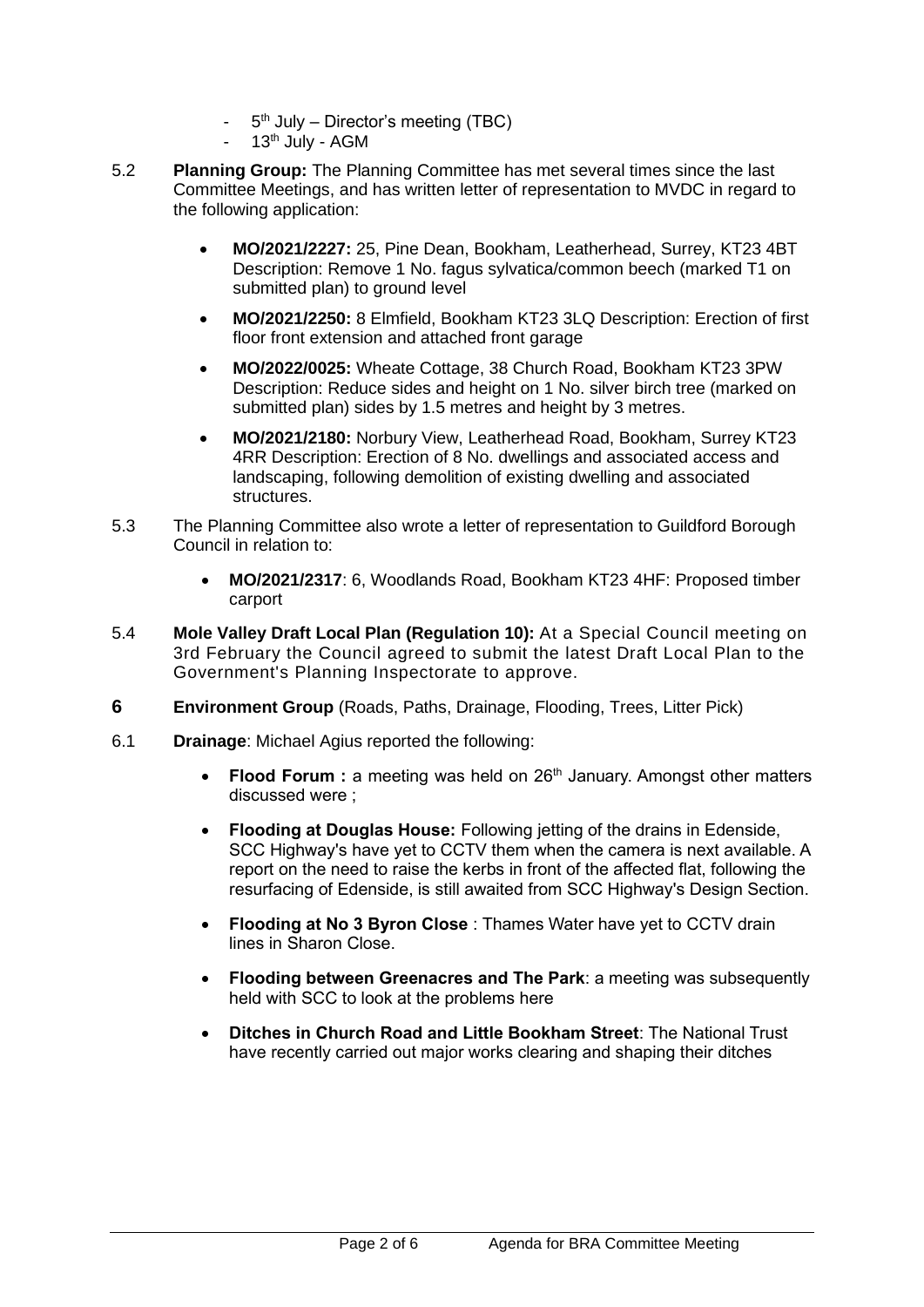- 5th July – Director's meeting (TBC)
- 13th July - AGM

5.2 **Planning Group:** The Planning Committee has met several times since the last Committee Meetings, and has written letter of representation to MVDC in regard to the following application:

- **MO/2021/2227:** 25, Pine Dean, Bookham, Leatherhead, Surrey, KT23 4BT Description: Remove 1 No. fagus sylvatica/common beech (marked T1 on submitted plan) to ground level
- **MO/2021/2250:** 8 Elmfield, Bookham KT23 3LQ Description: Erection of first floor front extension and attached front garage
- **MO/2022/0025:** Wheate Cottage, 38 Church Road, Bookham KT23 3PW Description: Reduce sides and height on 1 No. silver birch tree (marked on submitted plan) sides by 1.5 metres and height by 3 metres.
- **MO/2021/2180:** Norbury View, Leatherhead Road, Bookham, Surrey KT23 4RR Description: Erection of 8 No. dwellings and associated access and landscaping, following demolition of existing dwelling and associated structures.

5.3 The Planning Committee also wrote a letter of representation to Guildford Borough Council in relation to:

- **MO/2021/2317**: 6, Woodlands Road, Bookham KT23 4HF: Proposed timber carport

5.4 **Mole Valley Draft Local Plan (Regulation 10):** At a Special Council meeting on 3rd February the Council agreed to submit the latest Draft Local Plan to the Government's Planning Inspectorate to approve.

## 6 Environment Group (Roads, Paths, Drainage, Flooding, Trees, Litter Pick)

6.1 **Drainage**: Michael Agius reported the following:

- **Flood Forum :** a meeting was held on 26th January. Amongst other matters discussed were ;
- **Flooding at Douglas House:** Following jetting of the drains in Edenside, SCC Highway's have yet to CCTV them when the camera is next available. A report on the need to raise the kerbs in front of the affected flat, following the resurfacing of Edenside, is still awaited from SCC Highway's Design Section.
- **Flooding at No 3 Byron Close** : Thames Water have yet to CCTV drain lines in Sharon Close.
- **Flooding between Greenacres and The Park**: a meeting was subsequently held with SCC to look at the problems here
- **Ditches in Church Road and Little Bookham Street**: The National Trust have recently carried out major works clearing and shaping their ditches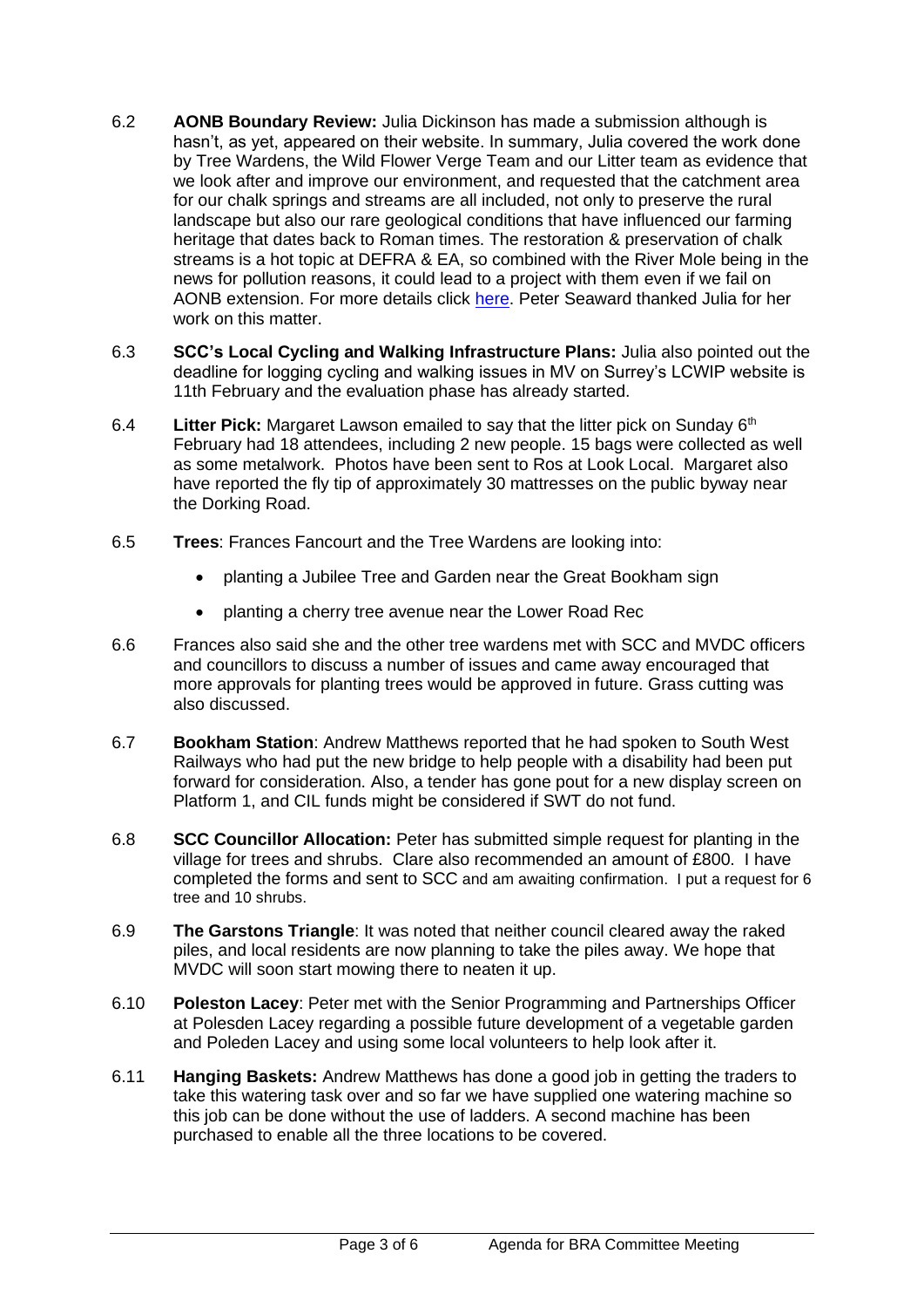6.2 **AONB Boundary Review:** Julia Dickinson has made a submission although is hasn't, as yet, appeared on their website. In summary, Julia covered the work done by Tree Wardens, the Wild Flower Verge Team and our Litter team as evidence that we look after and improve our environment, and requested that the catchment area for our chalk springs and streams are all included, not only to preserve the rural landscape but also our rare geological conditions that have influenced our farming heritage that dates back to Roman times. The restoration & preservation of chalk streams is a hot topic at DEFRA & EA, so combined with the River Mole being in the news for pollution reasons, it could lead to a project with them even if we fail on AONB extension. For more details click here. Peter Seaward thanked Julia for her work on this matter.

6.3 **SCC's Local Cycling and Walking Infrastructure Plans:** Julia also pointed out the deadline for logging cycling and walking issues in MV on Surrey's LCWIP website is 11th February and the evaluation phase has already started.

6.4 **Litter Pick:** Margaret Lawson emailed to say that the litter pick on Sunday 6th February had 18 attendees, including 2 new people. 15 bags were collected as well as some metalwork. Photos have been sent to Ros at Look Local. Margaret also have reported the fly tip of approximately 30 mattresses on the public byway near the Dorking Road.

6.5 **Trees**: Frances Fancourt and the Tree Wardens are looking into:

- planting a Jubilee Tree and Garden near the Great Bookham sign
- planting a cherry tree avenue near the Lower Road Rec

6.6 Frances also said she and the other tree wardens met with SCC and MVDC officers and councillors to discuss a number of issues and came away encouraged that more approvals for planting trees would be approved in future. Grass cutting was also discussed.

6.7 **Bookham Station**: Andrew Matthews reported that he had spoken to South West Railways who had put the new bridge to help people with a disability had been put forward for consideration. Also, a tender has gone pout for a new display screen on Platform 1, and CIL funds might be considered if SWT do not fund.

6.8 **SCC Councillor Allocation:** Peter has submitted simple request for planting in the village for trees and shrubs. Clare also recommended an amount of £800. I have completed the forms and sent to SCC and am awaiting confirmation. I put a request for 6 tree and 10 shrubs.

6.9 **The Garstons Triangle**: It was noted that neither council cleared away the raked piles, and local residents are now planning to take the piles away. We hope that MVDC will soon start mowing there to neaten it up.

6.10 **Poleston Lacey**: Peter met with the Senior Programming and Partnerships Officer at Polesden Lacey regarding a possible future development of a vegetable garden and Poleden Lacey and using some local volunteers to help look after it.

6.11 **Hanging Baskets:** Andrew Matthews has done a good job in getting the traders to take this watering task over and so far we have supplied one watering machine so this job can be done without the use of ladders. A second machine has been purchased to enable all the three locations to be covered.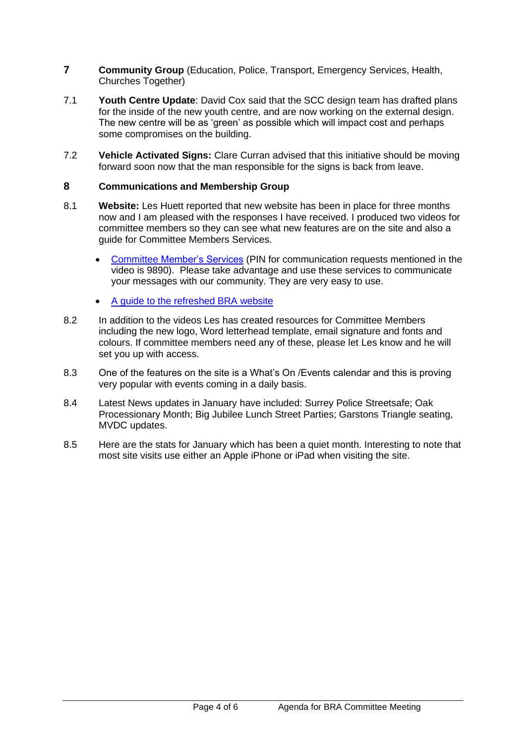## 7 **Community Group** (Education, Police, Transport, Emergency Services, Health, Churches Together)

7.1 **Youth Centre Update**: David Cox said that the SCC design team has drafted plans for the inside of the new youth centre, and are now working on the external design. The new centre will be as 'green' as possible which will impact cost and perhaps some compromises on the building.

7.2 **Vehicle Activated Signs:** Clare Curran advised that this initiative should be moving forward soon now that the man responsible for the signs is back from leave.

## 8 Communications and Membership Group

8.1 **Website:** Les Huett reported that new website has been in place for three months now and I am pleased with the responses I have received. I produced two videos for committee members so they can see what new features are on the site and also a guide for Committee Members Services.

- Committee Member's Services (PIN for communication requests mentioned in the video is 9890). Please take advantage and use these services to communicate your messages with our community. They are very easy to use.
- A guide to the refreshed BRA website

8.2 In addition to the videos Les has created resources for Committee Members including the new logo, Word letterhead template, email signature and fonts and colours. If committee members need any of these, please let Les know and he will set you up with access.

8.3 One of the features on the site is a What's On /Events calendar and this is proving very popular with events coming in a daily basis.

8.4 Latest News updates in January have included: Surrey Police Streetsafe; Oak Processionary Month; Big Jubilee Lunch Street Parties; Garstons Triangle seating, MVDC updates.

8.5 Here are the stats for January which has been a quiet month. Interesting to note that most site visits use either an Apple iPhone or iPad when visiting the site.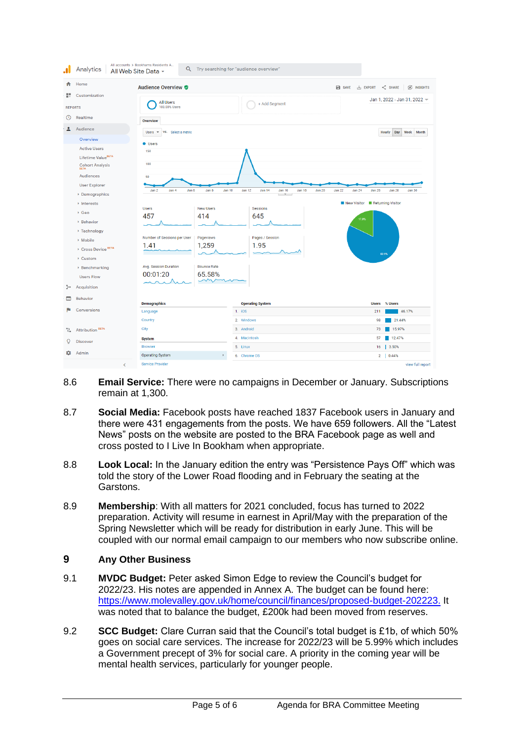8.6 **Email Service:** There were no campaigns in December or January. Subscriptions remain at 1,300.

8.7 **Social Media:** Facebook posts have reached 1837 Facebook users in January and there were 431 engagements from the posts. We have 659 followers. All the "Latest News" posts on the website are posted to the BRA Facebook page as well and cross posted to I Live In Bookham when appropriate.

8.8 **Look Local:** In the January edition the entry was "Persistence Pays Off" which was told the story of the Lower Road flooding and in February the seating at the Garstons.

8.9 **Membership**: With all matters for 2021 concluded, focus has turned to 2022 preparation. Activity will resume in earnest in April/May with the preparation of the Spring Newsletter which will be ready for distribution in early June. This will be coupled with our normal email campaign to our members who now subscribe online.

## 9 Any Other Business

9.1 **MVDC Budget:** Peter asked Simon Edge to review the Council's budget for 2022/23. His notes are appended in Annex A. The budget can be found here: https://www.molevalley.gov.uk/home/council/finances/proposed-budget-202223. It was noted that to balance the budget, £200k had been moved from reserves.

9.2 **SCC Budget:** Clare Curran said that the Council's total budget is £1b, of which 50% goes on social care services. The increase for 2022/23 will be 5.99% which includes a Government precept of 3% for social care. A priority in the coming year will be mental health services, particularly for younger people.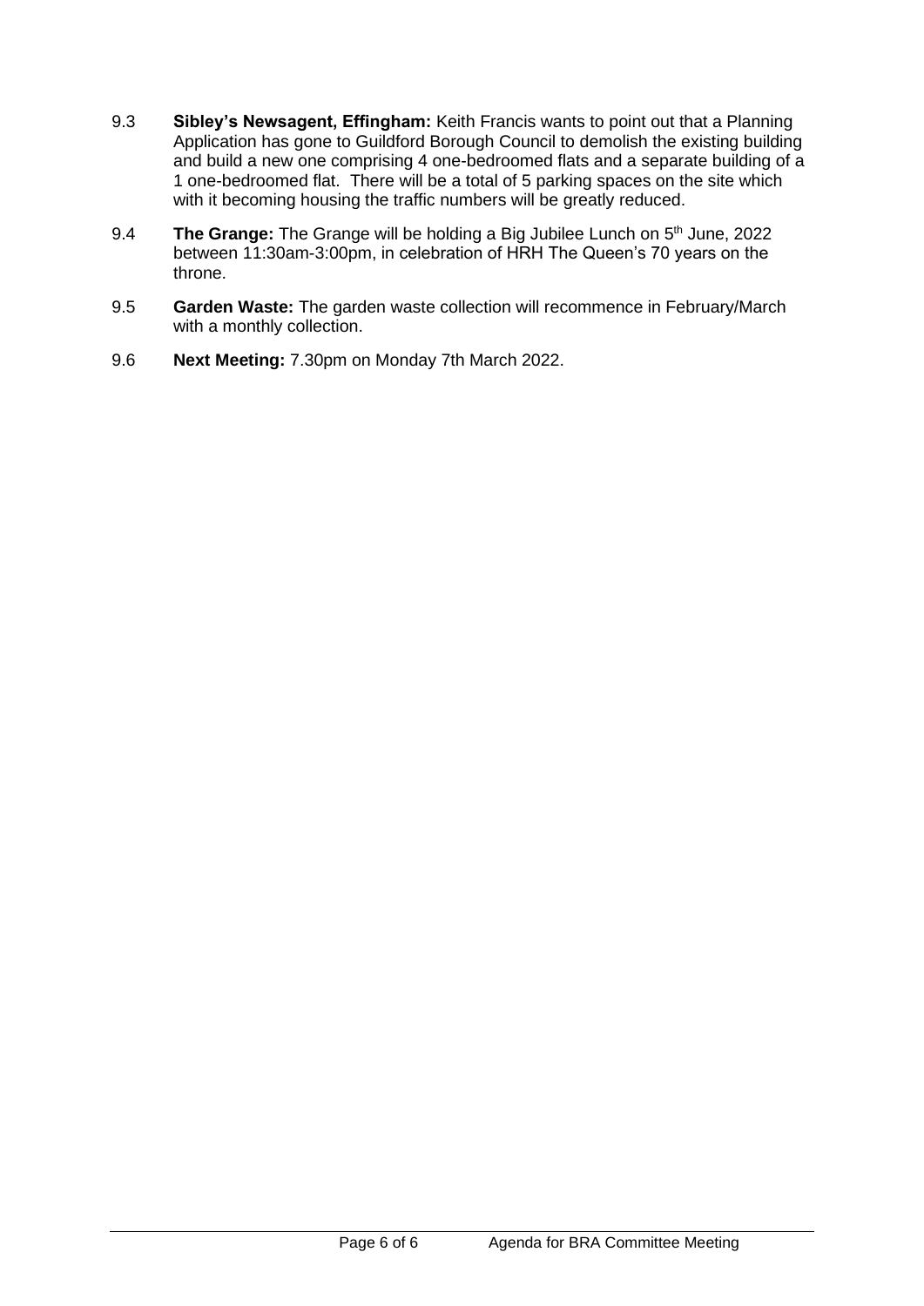9.3 **Sibley's Newsagent, Effingham:** Keith Francis wants to point out that a Planning Application has gone to Guildford Borough Council to demolish the existing building and build a new one comprising 4 one-bedroomed flats and a separate building of a 1 one-bedroomed flat. There will be a total of 5 parking spaces on the site which with it becoming housing the traffic numbers will be greatly reduced.

9.4 **The Grange:** The Grange will be holding a Big Jubilee Lunch on 5th June, 2022 between 11:30am-3:00pm, in celebration of HRH The Queen's 70 years on the throne.

9.5 **Garden Waste:** The garden waste collection will recommence in February/March with a monthly collection.

9.6 **Next Meeting:** 7.30pm on Monday 7th March 2022.